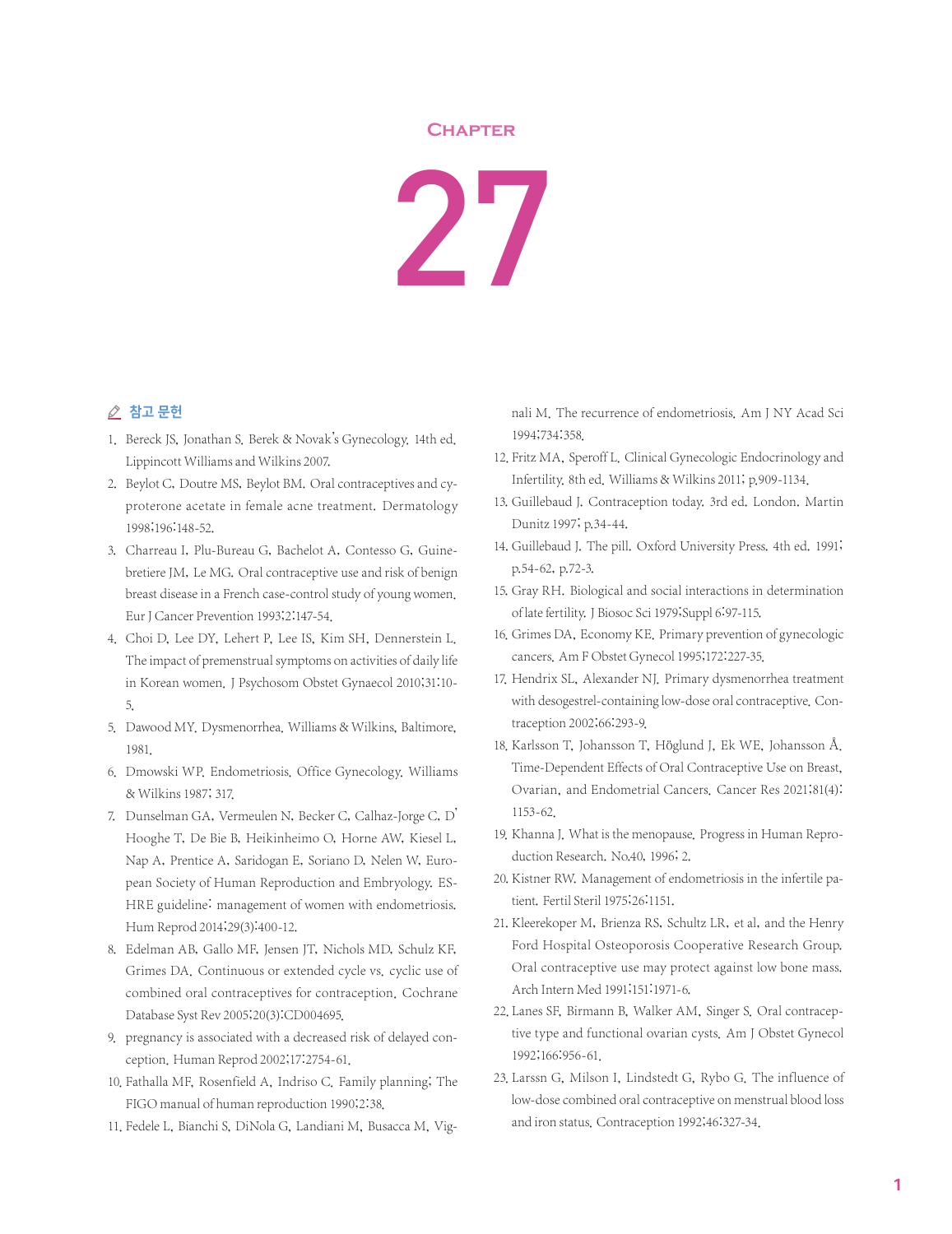# CHAPTER 27

## 참고 문헌

1. Bereck JS, Jonathan S. Berek & Novak's Gynecology. 14th ed. Lippincott Williams and Wilkins 2007.
2. Beylot C, Doutre MS, Beylot BM. Oral contraceptives and cyproterone acetate in female acne treatment. Dermatology 1998;196:148-52.
3. Charreau I, Plu-Bureau G, Bachelot A, Contesso G, Guinebretiere JM, Le MG. Oral contraceptive use and risk of benign breast disease in a French case-control study of young women. Eur J Cancer Prevention 1993;2:147-54.
4. Choi D, Lee DY, Lehert P, Lee IS, Kim SH, Dennerstein L. The impact of premenstrual symptoms on activities of daily life in Korean women. J Psychosom Obstet Gynaecol 2010;31:10-5.
5. Dawood MY. Dysmenorrhea. Williams & Wilkins, Baltimore, 1981.
6. Dmowski WP. Endometriosis. Office Gynecology. Williams & Wilkins 1987; 317.
7. Dunselman GA, Vermeulen N, Becker C, Calhaz-Jorge C, D'Hooghe T, De Bie B, Heikinheimo O, Horne AW, Kiesel L, Nap A, Prentice A, Saridogan E, Soriano D, Nelen W, European Society of Human Reproduction and Embryology. ESHRE guideline: management of women with endometriosis. Hum Reprod 2014;29(3):400-12.
8. Edelman AB, Gallo MF, Jensen JT, Nichols MD, Schulz KF, Grimes DA. Continuous or extended cycle vs. cyclic use of combined oral contraceptives for contraception. Cochrane Database Syst Rev 2005;20(3):CD004695.
9. pregnancy is associated with a decreased risk of delayed conception. Human Reprod 2002;17:2754-61.
10. Fathalla MF, Rosenfield A, Indriso C. Family planning; The FIGO manual of human reproduction 1990;2:38.
11. Fedele L, Bianchi S, DiNola G, Landiani M, Busacca M, Vignali M. The recurrence of endometriosis. Am J NY Acad Sci 1994;734:358.
12. Fritz MA, Speroff L. Clinical Gynecologic Endocrinology and Infertility. 8th ed. Williams & Wilkins 2011; p.909-1134.
13. Guillebaud J. Contraception today. 3rd ed. London. Martin Dunitz 1997; p.34-44.
14. Guillebaud J. The pill. Oxford University Press. 4th ed. 1991; p.54-62, p.72-3.
15. Gray RH. Biological and social interactions in determination of late fertility. J Biosoc Sci 1979;Suppl 6:97-115.
16. Grimes DA, Economy KE. Primary prevention of gynecologic cancers. Am F Obstet Gynecol 1995;172:227-35.
17. Hendrix SL, Alexander NJ. Primary dysmenorrhea treatment with desogestrel-containing low-dose oral contraceptive. Contraception 2002;66:293-9.
18. Karlsson T, Johansson T, Höglund J, Ek WE, Johansson Å. Time-Dependent Effects of Oral Contraceptive Use on Breast, Ovarian, and Endometrial Cancers. Cancer Res 2021;81(4):1153-62.
19. Khanna J. What is the menopause. Progress in Human Reproduction Research. No.40. 1996; 2.
20. Kistner RW. Management of endometriosis in the infertile patient. Fertil Steril 1975;26:1151.
21. Kleerekoper M, Brienza RS, Schultz LR, et al, and the Henry Ford Hospital Osteoporosis Cooperative Research Group. Oral contraceptive use may protect against low bone mass. Arch Intern Med 1991;151:1971-6.
22. Lanes SF, Birmann B, Walker AM, Singer S. Oral contraceptive type and functional ovarian cysts. Am J Obstet Gynecol 1992;166:956-61.
23. Larssn G, Milson I, Lindstedt G, Rybo G. The influence of low-dose combined oral contraceptive on menstrual blood loss and iron status. Contraception 1992;46:327-34.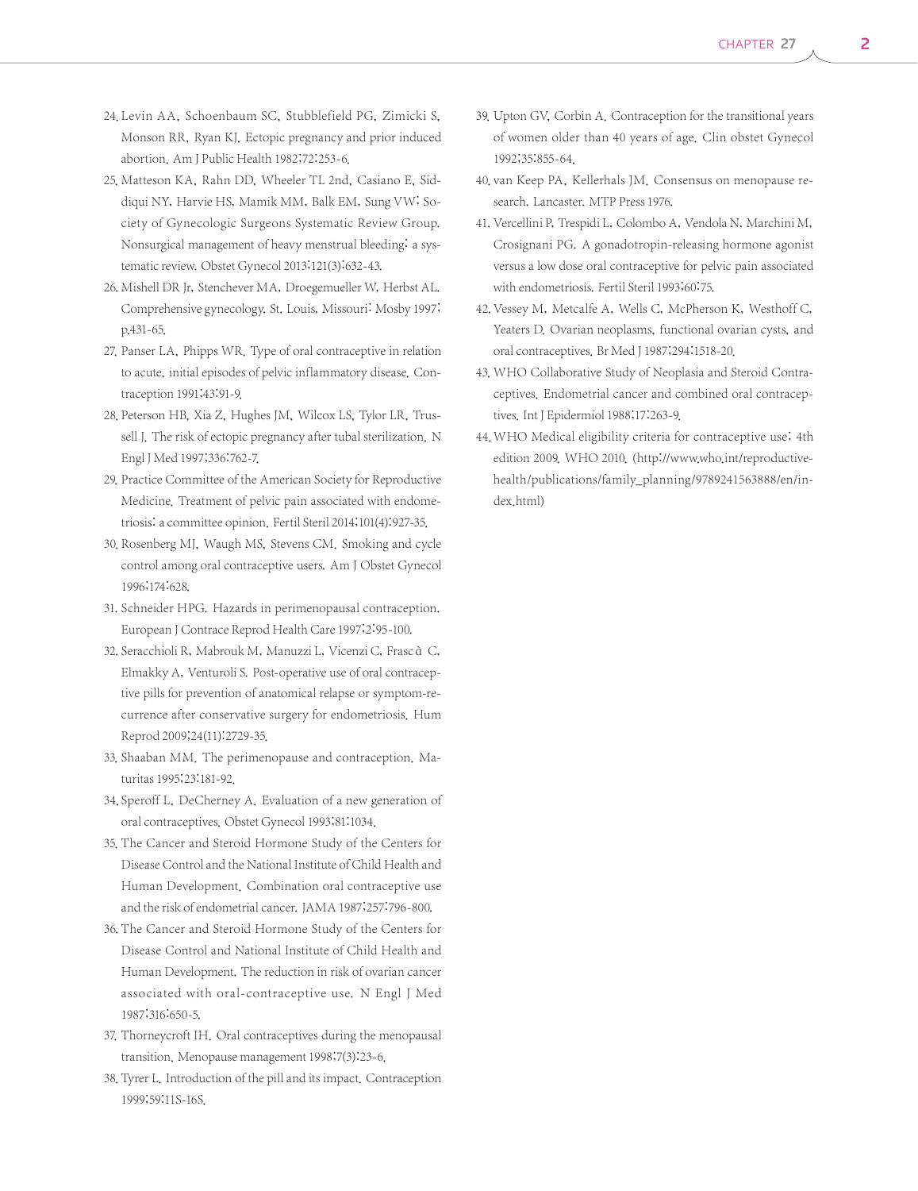24. Levin AA, Schoenbaum SC, Stubblefield PG, Zimicki S, Monson RR, Ryan KJ. Ectopic pregnancy and prior induced abortion. Am J Public Health 1982;72:253-6.
25. Matteson KA, Rahn DD, Wheeler TL 2nd, Casiano E, Siddiqui NY, Harvie HS, Mamik MM, Balk EM, Sung VW; Society of Gynecologic Surgeons Systematic Review Group. Nonsurgical management of heavy menstrual bleeding: a systematic review. Obstet Gynecol 2013;121(3):632-43.
26. Mishell DR Jr, Stenchever MA, Droegemueller W, Herbst AL. Comprehensive gynecology. St. Louis, Missouri: Mosby 1997; p.431-65.
27. Panser LA, Phipps WR. Type of oral contraceptive in relation to acute, initial episodes of pelvic inflammatory disease. Contraception 1991;43:91-9.
28. Peterson HB, Xia Z, Hughes JM, Wilcox LS, Tylor LR, Trussell J. The risk of ectopic pregnancy after tubal sterilization. N Engl J Med 1997;336:762-7.
29. Practice Committee of the American Society for Reproductive Medicine. Treatment of pelvic pain associated with endometriosis: a committee opinion. Fertil Steril 2014;101(4):927-35.
30. Rosenberg MJ, Waugh MS, Stevens CM. Smoking and cycle control among oral contraceptive users. Am J Obstet Gynecol 1996;174:628.
31. Schneider HPG. Hazards in perimenopausal contraception. European J Contrace Reprod Health Care 1997;2:95-100.
32. Seracchioli R, Mabrouk M, Manuzzi L, Vicenzi C, Frascà C, Elmakky A, Venturoli S. Post-operative use of oral contraceptive pills for prevention of anatomical relapse or symptom-recurrence after conservative surgery for endometriosis. Hum Reprod 2009;24(11):2729-35.
33. Shaaban MM. The perimenopause and contraception. Maturitas 1995;23:181-92.
34. Speroff L, DeCherney A. Evaluation of a new generation of oral contraceptives. Obstet Gynecol 1993;81:1034.
35. The Cancer and Steroid Hormone Study of the Centers for Disease Control and the National Institute of Child Health and Human Development. Combination oral contraceptive use and the risk of endometrial cancer. JAMA 1987;257:796-800.
36. The Cancer and Steroid Hormone Study of the Centers for Disease Control and National Institute of Child Health and Human Development. The reduction in risk of ovarian cancer associated with oral-contraceptive use. N Engl J Med 1987;316:650-5.
37. Thorneycroft IH. Oral contraceptives during the menopausal transition. Menopause management 1998;7(3):23-6.
38. Tyrer L. Introduction of the pill and its impact. Contraception 1999;59:11S-16S.
39. Upton GV, Corbin A. Contraception for the transitional years of women older than 40 years of age. Clin obstet Gynecol 1992;35:855-64.
40. van Keep PA, Kellerhals JM. Consensus on menopause research. Lancaster. MTP Press 1976.
41. Vercellini P, Trespidi L, Colombo A, Vendola N, Marchini M, Crosignani PG. A gonadotropin-releasing hormone agonist versus a low dose oral contraceptive for pelvic pain associated with endometriosis. Fertil Steril 1993;60:75.
42. Vessey M, Metcalfe A, Wells C, McPherson K, Westhoff C, Yeaters D. Ovarian neoplasms, functional ovarian cysts, and oral contraceptives. Br Med J 1987;294:1518-20.
43. WHO Collaborative Study of Neoplasia and Steroid Contraceptives. Endometrial cancer and combined oral contraceptives. Int J Epidermiol 1988;17:263-9.
44. WHO Medical eligibility criteria for contraceptive use; 4th edition 2009. WHO 2010. (http://www.who.int/reproductivehealth/publications/family_planning/9789241563888/en/index.html)